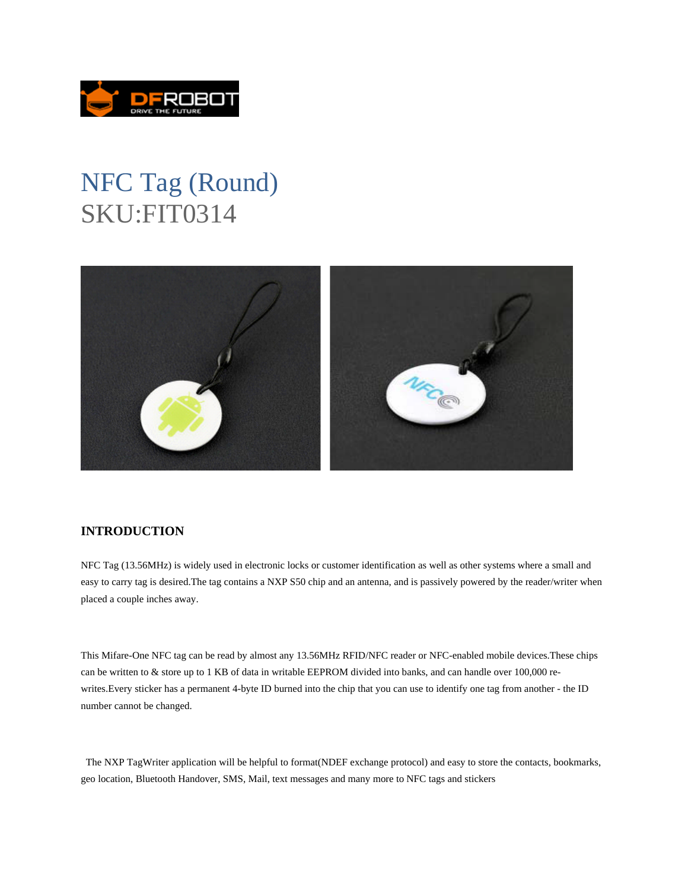# NFC Tag (Round)

SKU:FIT0314

## INTRODUCTION

NFC Tag (13.56MHz) is widely used in electronic locks or customer identification as well as other systems where a small and easy to carry tag is desired.The tag contains a NXP S50 chip and an antenna, and is passively powered by the reader/writer when placed a couple inches away.

This Mifare-One NFC tag can be read by almost any 13.56MHz RFID/NFC reader or NFC-enabled mobile devices.These chips can be written to & store up to 1 KB of data in writable EEPROM divided into banks, and can handle over 100,000 re-writes.Every sticker has a permanent 4-byte ID burned into the chip that you can use to identify one tag from another - the ID number cannot be changed.

The NXP TagWriter application will be helpful to format(NDEF exchange protocol) and easy to store the contacts, bookmarks, geo location, Bluetooth Handover, SMS, Mail, text messages and many more to NFC tags and stickers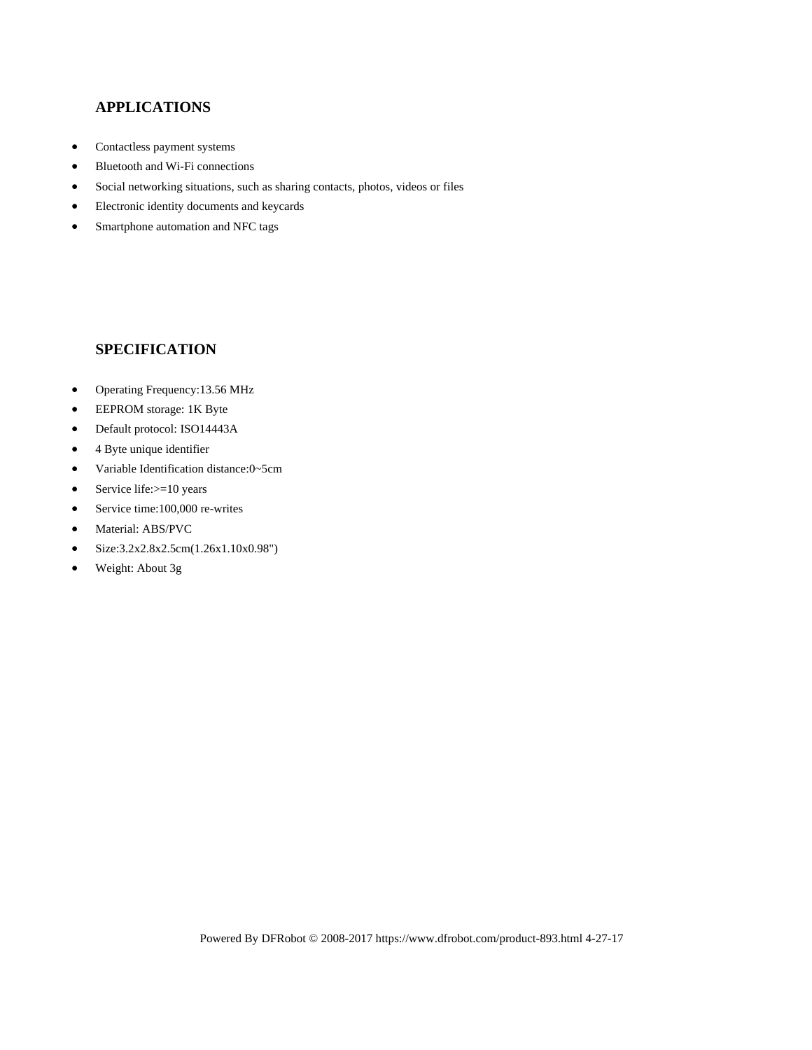## APPLICATIONS

- Contactless payment systems
- Bluetooth and Wi-Fi connections
- Social networking situations, such as sharing contacts, photos, videos or files
- Electronic identity documents and keycards
- Smartphone automation and NFC tags

## SPECIFICATION

- Operating Frequency:13.56 MHz
- EEPROM storage: 1K Byte
- Default protocol: ISO14443A
- 4 Byte unique identifier
- Variable Identification distance:0~5cm
- Service life:>=10 years
- Service time:100,000 re-writes
- Material: ABS/PVC
- Size:3.2x2.8x2.5cm(1.26x1.10x0.98")
- Weight: About 3g